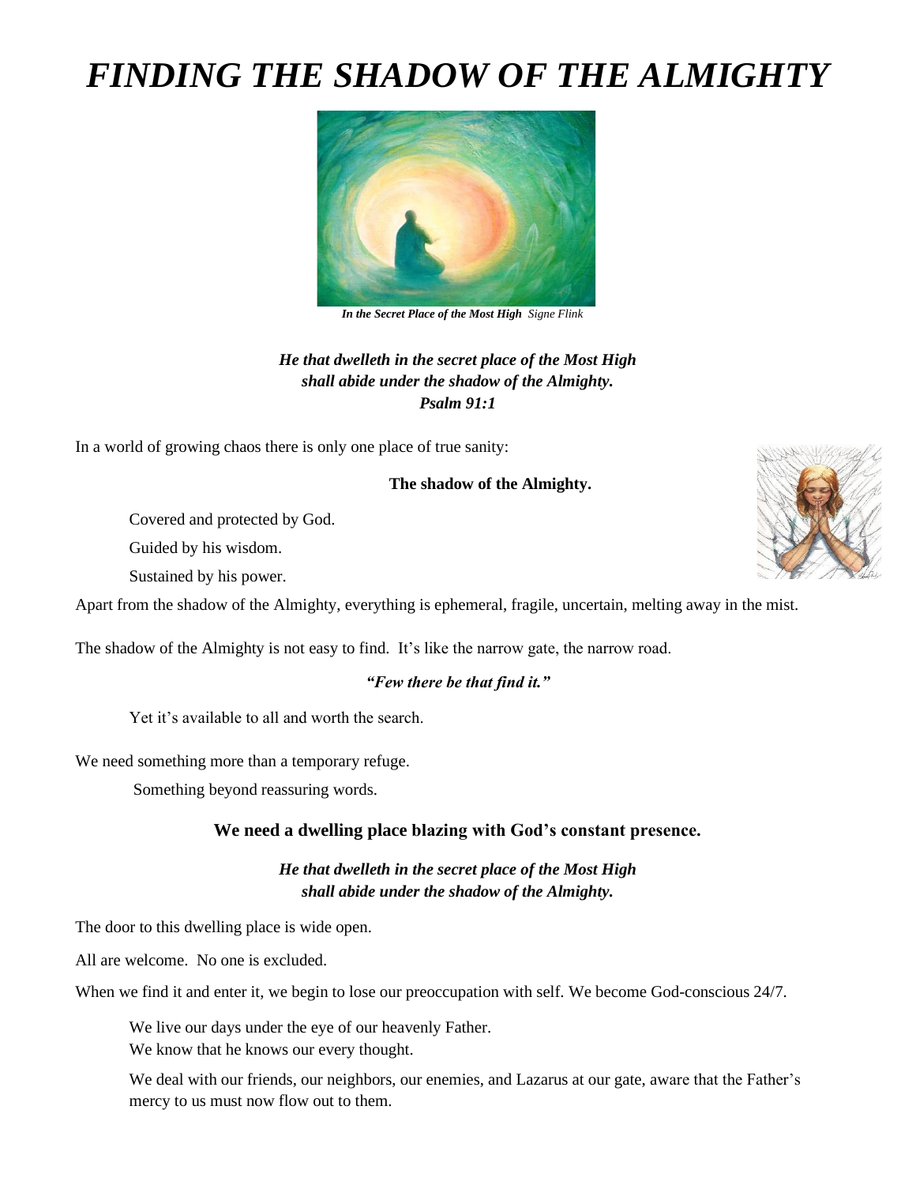# *FINDING THE SHADOW OF THE ALMIGHTY*

***In the Secret Place of the Most High*** *Signe Flink*

***He that dwelleth in the secret place of the Most High***
***shall abide under the shadow of the Almighty.***
***Psalm 91:1***

In a world of growing chaos there is only one place of true sanity:

**The shadow of the Almighty.**

Covered and protected by God.

Guided by his wisdom.

Sustained by his power.

Apart from the shadow of the Almighty, everything is ephemeral, fragile, uncertain, melting away in the mist.

The shadow of the Almighty is not easy to find. It's like the narrow gate, the narrow road.

***"Few there be that find it."***

Yet it's available to all and worth the search.

We need something more than a temporary refuge.

Something beyond reassuring words.

**We need a dwelling place blazing with God's constant presence.**

***He that dwelleth in the secret place of the Most High***
***shall abide under the shadow of the Almighty.***

The door to this dwelling place is wide open.

All are welcome. No one is excluded.

When we find it and enter it, we begin to lose our preoccupation with self. We become God-conscious 24/7.

We live our days under the eye of our heavenly Father.
We know that he knows our every thought.

We deal with our friends, our neighbors, our enemies, and Lazarus at our gate, aware that the Father's mercy to us must now flow out to them.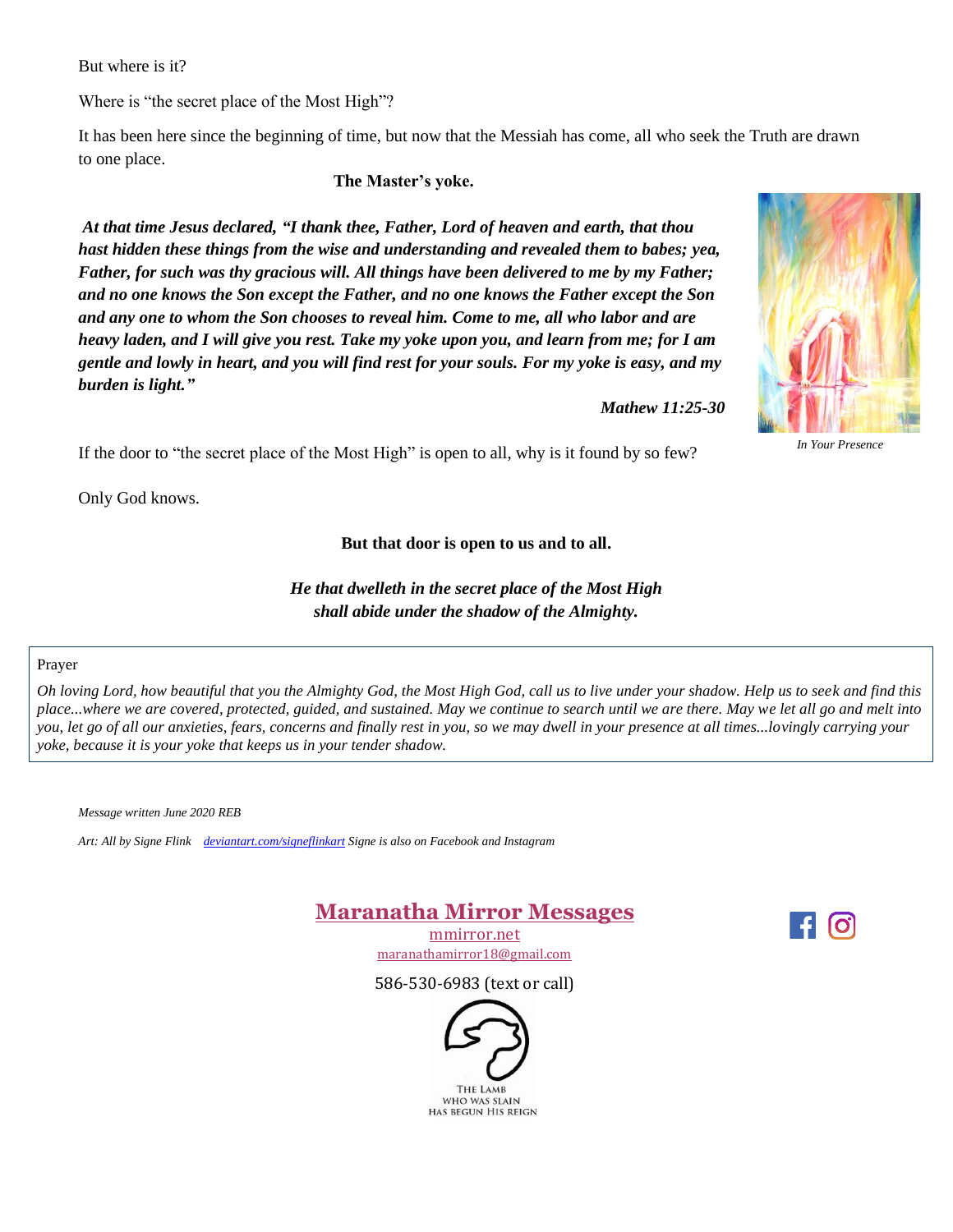But where is it?

Where is "the secret place of the Most High"?

It has been here since the beginning of time, but now that the Messiah has come, all who seek the Truth are drawn to one place.

**The Master's yoke.**

***At that time Jesus declared, "I thank thee, Father, Lord of heaven and earth, that thou hast hidden these things from the wise and understanding and revealed them to babes; yea, Father, for such was thy gracious will. All things have been delivered to me by my Father; and no one knows the Son except the Father, and no one knows the Father except the Son and any one to whom the Son chooses to reveal him. Come to me, all who labor and are heavy laden, and I will give you rest. Take my yoke upon you, and learn from me; for I am gentle and lowly in heart, and you will find rest for your souls. For my yoke is easy, and my burden is light."***

***Mathew 11:25-30***

*In Your Presence*

If the door to "the secret place of the Most High" is open to all, why is it found by so few?

Only God knows.

**But that door is open to us and to all.**

***He that dwelleth in the secret place of the Most High***
***shall abide under the shadow of the Almighty.***

Prayer

*Oh loving Lord, how beautiful that you the Almighty God, the Most High God, call us to live under your shadow. Help us to seek and find this place...where we are covered, protected, guided, and sustained. May we continue to search until we are there. May we let all go and melt into you, let go of all our anxieties, fears, concerns and finally rest in you, so we may dwell in your presence at all times...lovingly carrying your yoke, because it is your yoke that keeps us in your tender shadow.*

*Message written June 2020 REB*

*Art: All by Signe Flink* *deviantart.com/signeflinkart* *Signe is also on Facebook and Instagram*

**Maranatha Mirror Messages**

mmirror.net

maranathamirror18@gmail.com

586-530-6983 (text or call)

THE LAMB
WHO WAS SLAIN
HAS BEGUN HIS REIGN